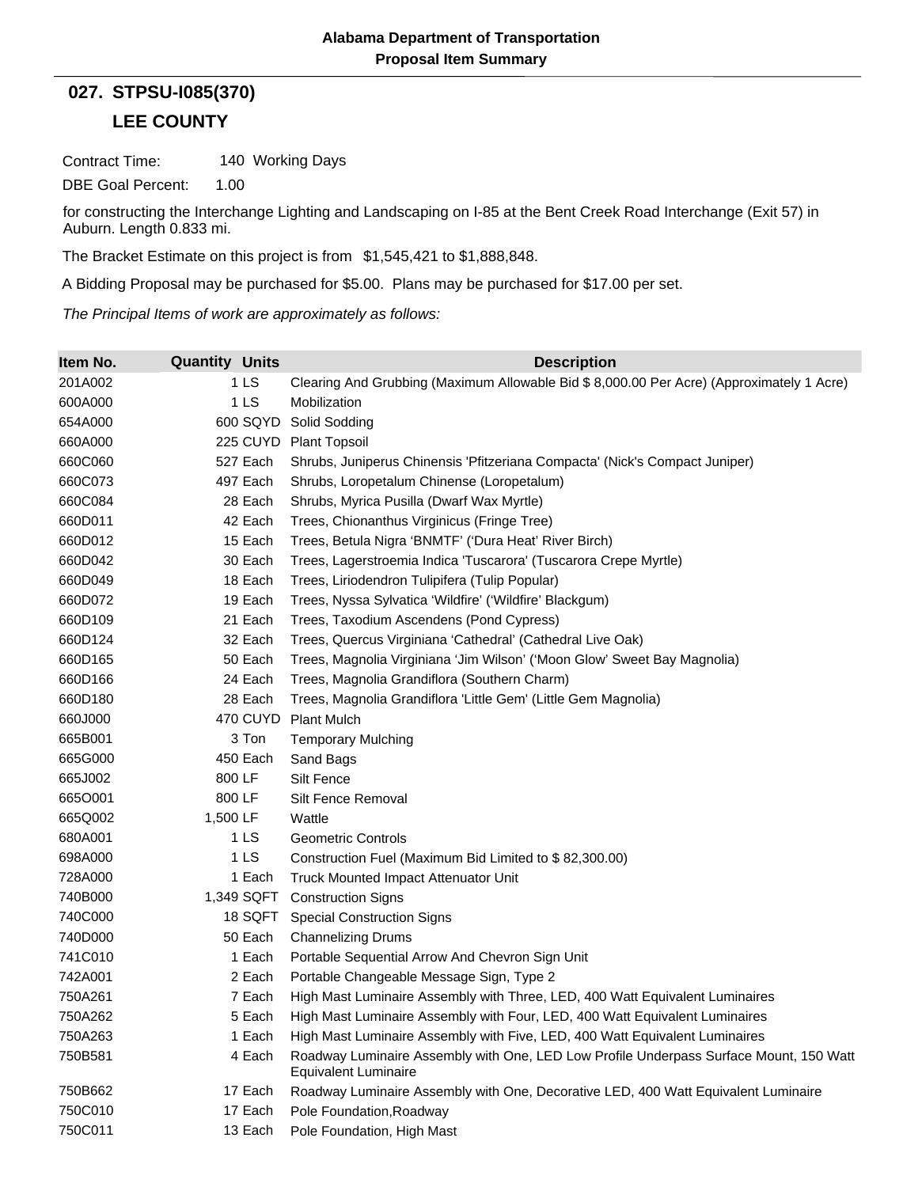**Alabama Department of Transportation**
**Proposal Item Summary**

## 027. STPSU-I085(370)

## LEE COUNTY

Contract Time: 140 Working Days

DBE Goal Percent: 1.00

for constructing the Interchange Lighting and Landscaping on I-85 at the Bent Creek Road Interchange (Exit 57) in Auburn. Length 0.833 mi.

The Bracket Estimate on this project is from $1,545,421 to $1,888,848.

A Bidding Proposal may be purchased for $5.00. Plans may be purchased for $17.00 per set.

*The Principal Items of work are approximately as follows:*

| Item No. | Quantity | Units | Description |
|---|---|---|---|
| 201A002 | 1 | LS | Clearing And Grubbing (Maximum Allowable Bid $ 8,000.00 Per Acre) (Approximately 1 Acre) |
| 600A000 | 1 | LS | Mobilization |
| 654A000 | 600 | SQYD | Solid Sodding |
| 660A000 | 225 | CUYD | Plant Topsoil |
| 660C060 | 527 | Each | Shrubs, Juniperus Chinensis 'Pfitzeriana Compacta' (Nick's Compact Juniper) |
| 660C073 | 497 | Each | Shrubs, Loropetalum Chinense (Loropetalum) |
| 660C084 | 28 | Each | Shrubs, Myrica Pusilla (Dwarf Wax Myrtle) |
| 660D011 | 42 | Each | Trees, Chionanthus Virginicus (Fringe Tree) |
| 660D012 | 15 | Each | Trees, Betula Nigra ‘BNMTF’ (‘Dura Heat’ River Birch) |
| 660D042 | 30 | Each | Trees, Lagerstroemia Indica 'Tuscarora' (Tuscarora Crepe Myrtle) |
| 660D049 | 18 | Each | Trees, Liriodendron Tulipifera (Tulip Popular) |
| 660D072 | 19 | Each | Trees, Nyssa Sylvatica ‘Wildfire’ (‘Wildfire’ Blackgum) |
| 660D109 | 21 | Each | Trees, Taxodium Ascendens (Pond Cypress) |
| 660D124 | 32 | Each | Trees, Quercus Virginiana ‘Cathedral’ (Cathedral Live Oak) |
| 660D165 | 50 | Each | Trees, Magnolia Virginiana ‘Jim Wilson’ (‘Moon Glow’ Sweet Bay Magnolia) |
| 660D166 | 24 | Each | Trees, Magnolia Grandiflora (Southern Charm) |
| 660D180 | 28 | Each | Trees, Magnolia Grandiflora 'Little Gem' (Little Gem Magnolia) |
| 660J000 | 470 | CUYD | Plant Mulch |
| 665B001 | 3 | Ton | Temporary Mulching |
| 665G000 | 450 | Each | Sand Bags |
| 665J002 | 800 | LF | Silt Fence |
| 665O001 | 800 | LF | Silt Fence Removal |
| 665Q002 | 1,500 | LF | Wattle |
| 680A001 | 1 | LS | Geometric Controls |
| 698A000 | 1 | LS | Construction Fuel (Maximum Bid Limited to $ 82,300.00) |
| 728A000 | 1 | Each | Truck Mounted Impact Attenuator Unit |
| 740B000 | 1,349 | SQFT | Construction Signs |
| 740C000 | 18 | SQFT | Special Construction Signs |
| 740D000 | 50 | Each | Channelizing Drums |
| 741C010 | 1 | Each | Portable Sequential Arrow And Chevron Sign Unit |
| 742A001 | 2 | Each | Portable Changeable Message Sign, Type 2 |
| 750A261 | 7 | Each | High Mast Luminaire Assembly with Three, LED, 400 Watt Equivalent Luminaires |
| 750A262 | 5 | Each | High Mast Luminaire Assembly with Four, LED, 400 Watt Equivalent Luminaires |
| 750A263 | 1 | Each | High Mast Luminaire Assembly with Five, LED, 400 Watt Equivalent Luminaires |
| 750B581 | 4 | Each | Roadway Luminaire Assembly with One, LED Low Profile Underpass Surface Mount, 150 Watt Equivalent Luminaire |
| 750B662 | 17 | Each | Roadway Luminaire Assembly with One, Decorative LED, 400 Watt Equivalent Luminaire |
| 750C010 | 17 | Each | Pole Foundation,Roadway |
| 750C011 | 13 | Each | Pole Foundation, High Mast |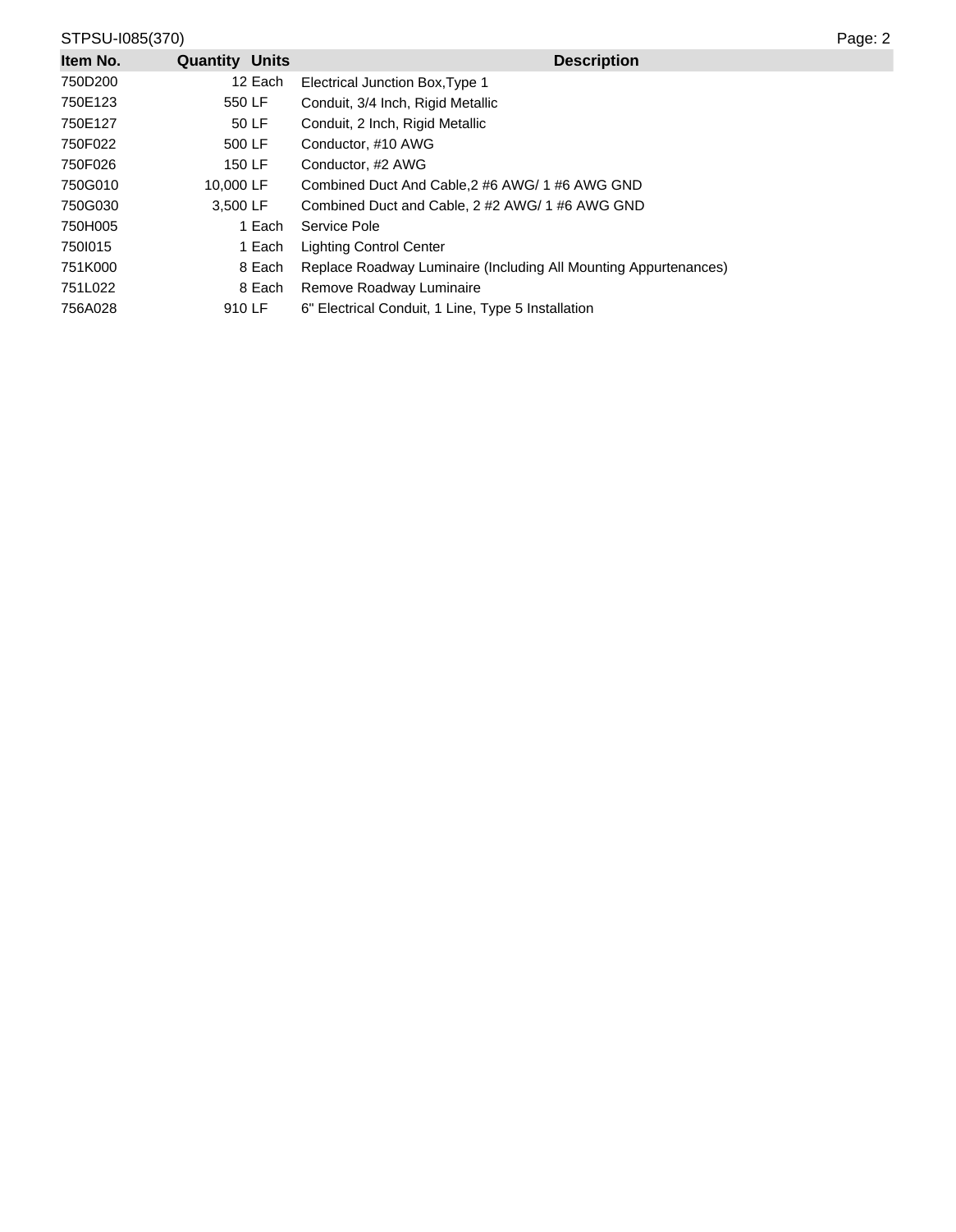| Item No. | Quantity | Units | Description |
|---|---|---|---|
| 750D200 | 12 | Each | Electrical Junction Box,Type 1 |
| 750E123 | 550 | LF | Conduit, 3/4 Inch, Rigid Metallic |
| 750E127 | 50 | LF | Conduit, 2 Inch, Rigid Metallic |
| 750F022 | 500 | LF | Conductor, #10 AWG |
| 750F026 | 150 | LF | Conductor, #2 AWG |
| 750G010 | 10,000 | LF | Combined Duct And Cable,2 #6 AWG/ 1 #6 AWG GND |
| 750G030 | 3,500 | LF | Combined Duct and Cable, 2 #2 AWG/ 1 #6 AWG GND |
| 750H005 | 1 | Each | Service Pole |
| 750I015 | 1 | Each | Lighting Control Center |
| 751K000 | 8 | Each | Replace Roadway Luminaire (Including All Mounting Appurtenances) |
| 751L022 | 8 | Each | Remove Roadway Luminaire |
| 756A028 | 910 | LF | 6" Electrical Conduit, 1 Line, Type 5 Installation |